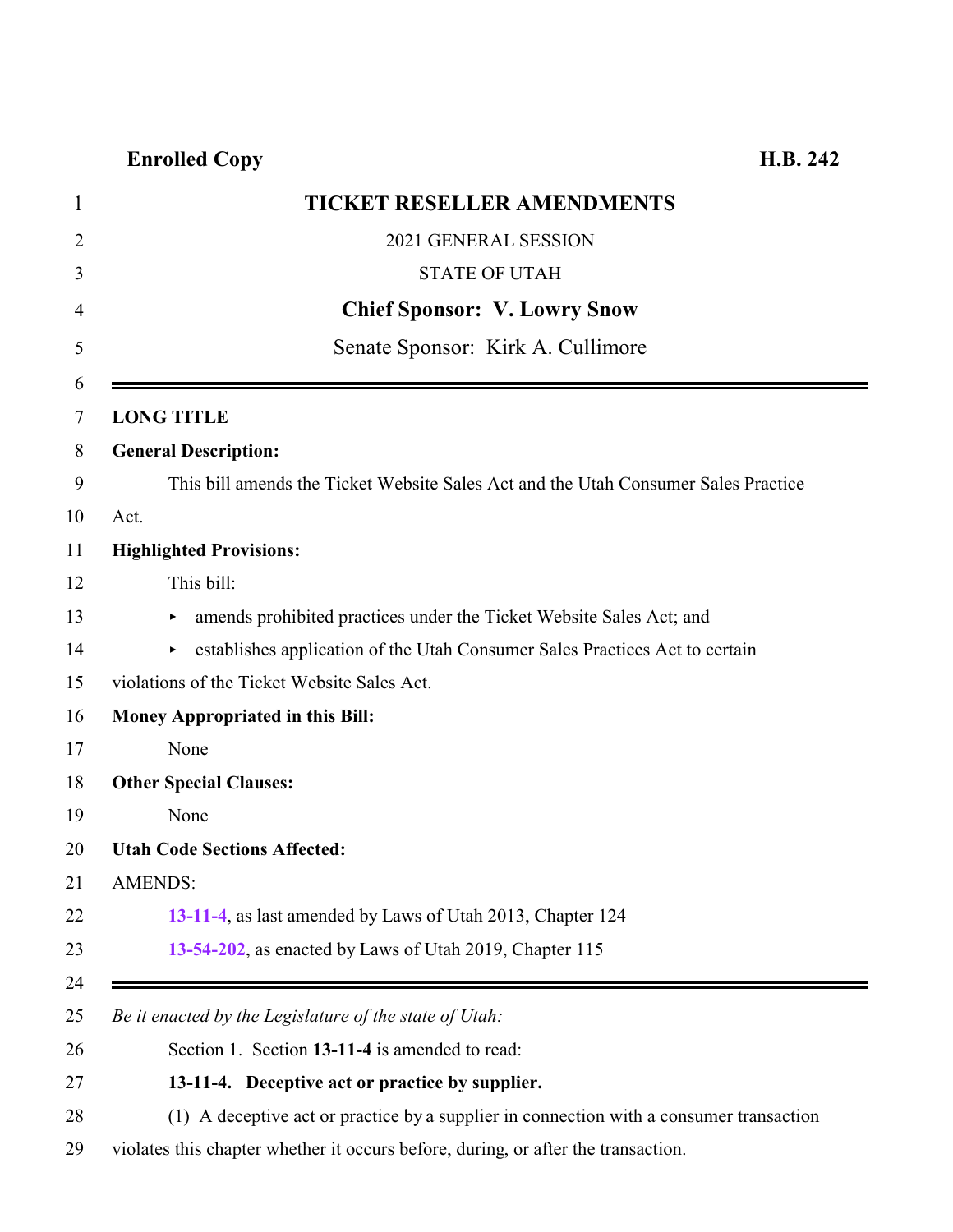**Enrolled Copy** **H.B. 242**

# TICKET RESELLER AMENDMENTS

2021 GENERAL SESSION

STATE OF UTAH

**Chief Sponsor: V. Lowry Snow**

Senate Sponsor: Kirk A. Cullimore

---

**LONG TITLE**

**General Description:**

This bill amends the Ticket Website Sales Act and the Utah Consumer Sales Practice Act.

**Highlighted Provisions:**

This bill:

- amends prohibited practices under the Ticket Website Sales Act; and
- establishes application of the Utah Consumer Sales Practices Act to certain violations of the Ticket Website Sales Act.

**Money Appropriated in this Bill:**

None

**Other Special Clauses:**

None

**Utah Code Sections Affected:**

AMENDS:

**13-11-4**, as last amended by Laws of Utah 2013, Chapter 124

**13-54-202**, as enacted by Laws of Utah 2019, Chapter 115

---

*Be it enacted by the Legislature of the state of Utah:*

Section 1. Section **13-11-4** is amended to read:

**13-11-4. Deceptive act or practice by supplier.**

(1) A deceptive act or practice by a supplier in connection with a consumer transaction violates this chapter whether it occurs before, during, or after the transaction.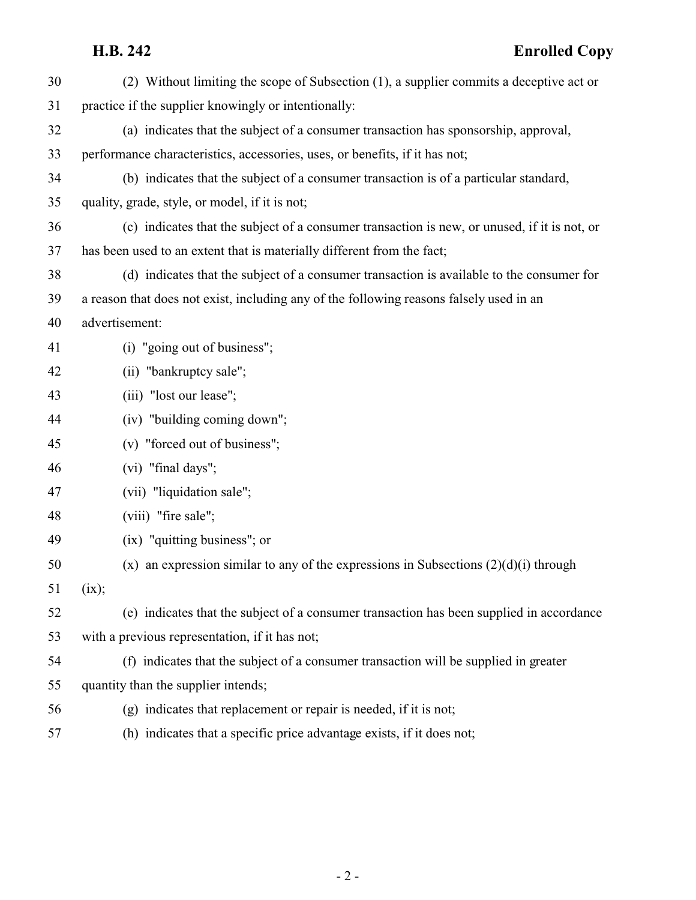(2) Without limiting the scope of Subsection (1), a supplier commits a deceptive act or practice if the supplier knowingly or intentionally:

(a) indicates that the subject of a consumer transaction has sponsorship, approval, performance characteristics, accessories, uses, or benefits, if it has not;

(b) indicates that the subject of a consumer transaction is of a particular standard, quality, grade, style, or model, if it is not;

(c) indicates that the subject of a consumer transaction is new, or unused, if it is not, or has been used to an extent that is materially different from the fact;

(d) indicates that the subject of a consumer transaction is available to the consumer for a reason that does not exist, including any of the following reasons falsely used in an advertisement:

(i) "going out of business";

(ii) "bankruptcy sale";

(iii) "lost our lease";

(iv) "building coming down";

(v) "forced out of business";

(vi) "final days";

(vii) "liquidation sale";

(viii) "fire sale";

(ix) "quitting business"; or

(x) an expression similar to any of the expressions in Subsections (2)(d)(i) through (ix);

(e) indicates that the subject of a consumer transaction has been supplied in accordance with a previous representation, if it has not;

(f) indicates that the subject of a consumer transaction will be supplied in greater quantity than the supplier intends;

(g) indicates that replacement or repair is needed, if it is not;

(h) indicates that a specific price advantage exists, if it does not;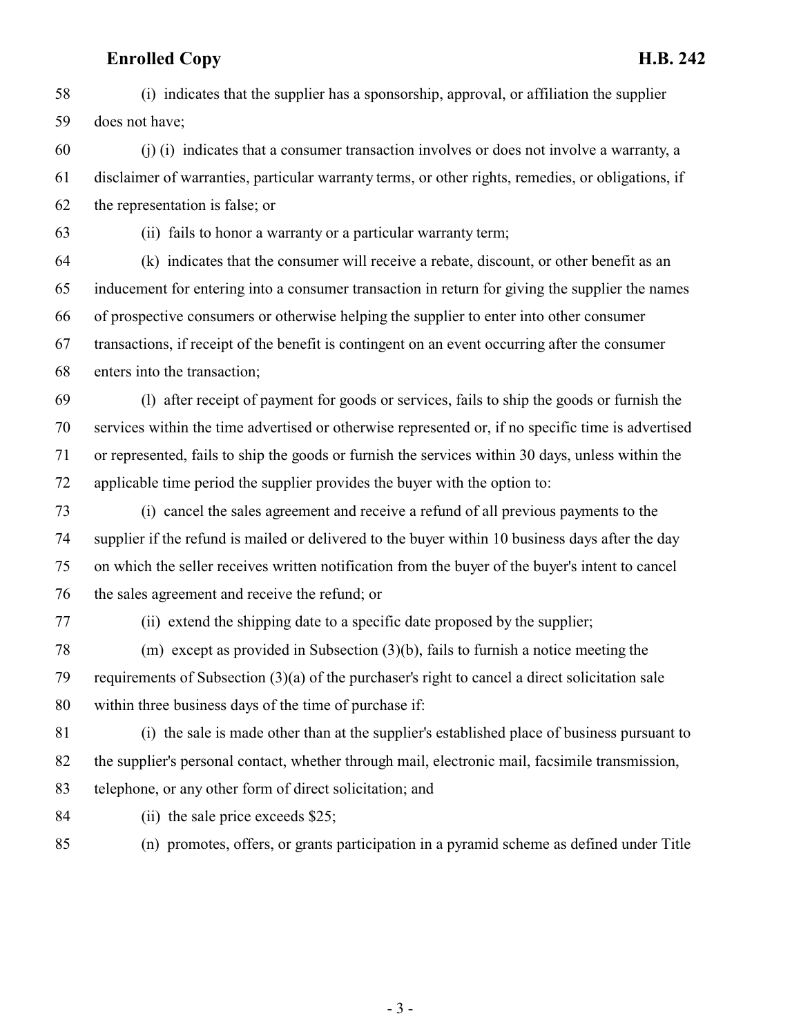(i) indicates that the supplier has a sponsorship, approval, or affiliation the supplier does not have;

(j) (i) indicates that a consumer transaction involves or does not involve a warranty, a disclaimer of warranties, particular warranty terms, or other rights, remedies, or obligations, if the representation is false; or

(ii) fails to honor a warranty or a particular warranty term;

(k) indicates that the consumer will receive a rebate, discount, or other benefit as an inducement for entering into a consumer transaction in return for giving the supplier the names of prospective consumers or otherwise helping the supplier to enter into other consumer transactions, if receipt of the benefit is contingent on an event occurring after the consumer enters into the transaction;

(l) after receipt of payment for goods or services, fails to ship the goods or furnish the services within the time advertised or otherwise represented or, if no specific time is advertised or represented, fails to ship the goods or furnish the services within 30 days, unless within the applicable time period the supplier provides the buyer with the option to:

(i) cancel the sales agreement and receive a refund of all previous payments to the supplier if the refund is mailed or delivered to the buyer within 10 business days after the day on which the seller receives written notification from the buyer of the buyer's intent to cancel the sales agreement and receive the refund; or

(ii) extend the shipping date to a specific date proposed by the supplier;

(m) except as provided in Subsection (3)(b), fails to furnish a notice meeting the requirements of Subsection (3)(a) of the purchaser's right to cancel a direct solicitation sale within three business days of the time of purchase if:

(i) the sale is made other than at the supplier's established place of business pursuant to the supplier's personal contact, whether through mail, electronic mail, facsimile transmission, telephone, or any other form of direct solicitation; and

(ii) the sale price exceeds $25;

(n) promotes, offers, or grants participation in a pyramid scheme as defined under Title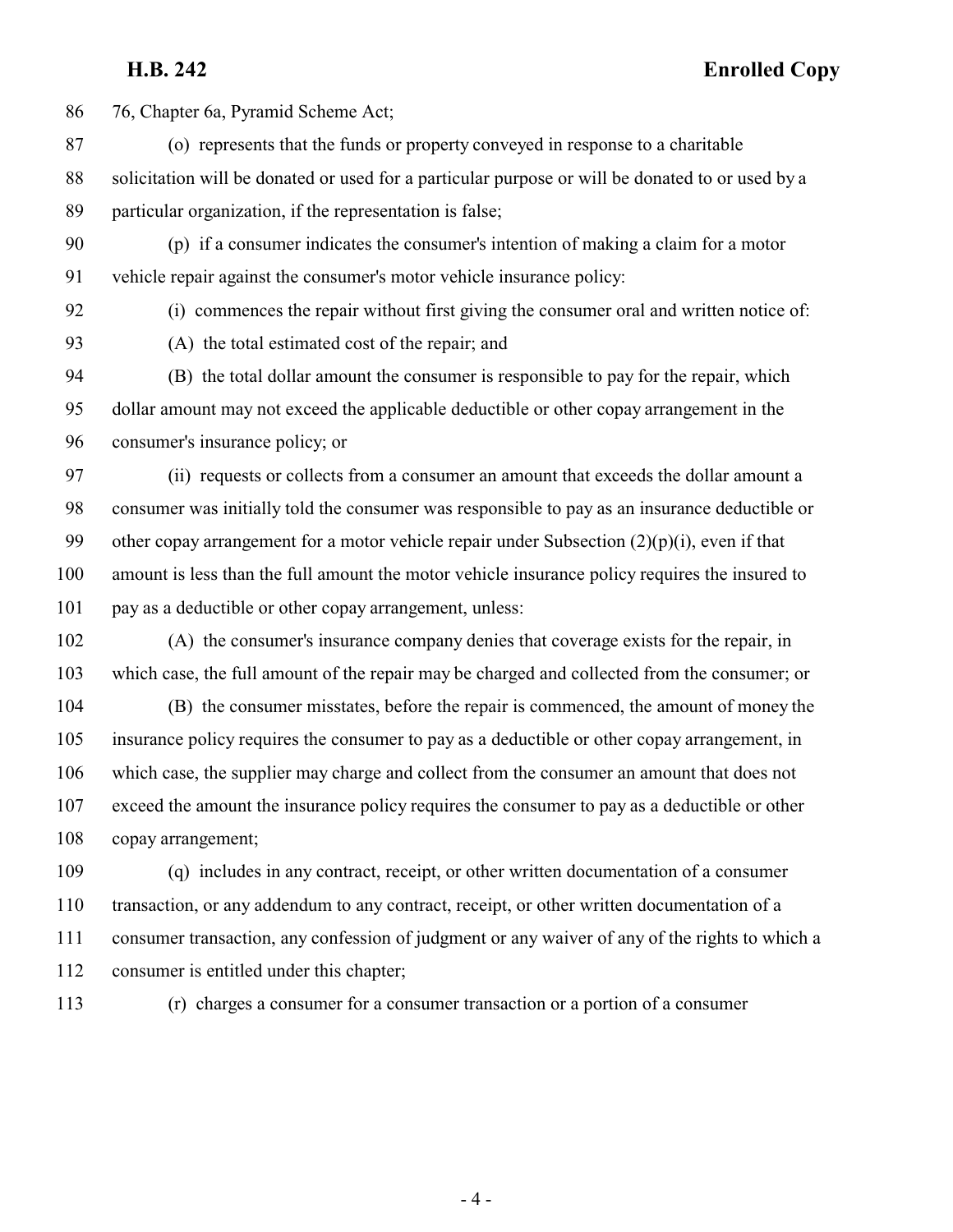76, Chapter 6a, Pyramid Scheme Act;

(o) represents that the funds or property conveyed in response to a charitable solicitation will be donated or used for a particular purpose or will be donated to or used by a particular organization, if the representation is false;

(p) if a consumer indicates the consumer's intention of making a claim for a motor vehicle repair against the consumer's motor vehicle insurance policy:

(i) commences the repair without first giving the consumer oral and written notice of:

(A) the total estimated cost of the repair; and

(B) the total dollar amount the consumer is responsible to pay for the repair, which dollar amount may not exceed the applicable deductible or other copay arrangement in the consumer's insurance policy; or

(ii) requests or collects from a consumer an amount that exceeds the dollar amount a consumer was initially told the consumer was responsible to pay as an insurance deductible or other copay arrangement for a motor vehicle repair under Subsection (2)(p)(i), even if that amount is less than the full amount the motor vehicle insurance policy requires the insured to pay as a deductible or other copay arrangement, unless:

(A) the consumer's insurance company denies that coverage exists for the repair, in which case, the full amount of the repair may be charged and collected from the consumer; or

(B) the consumer misstates, before the repair is commenced, the amount of money the insurance policy requires the consumer to pay as a deductible or other copay arrangement, in which case, the supplier may charge and collect from the consumer an amount that does not exceed the amount the insurance policy requires the consumer to pay as a deductible or other copay arrangement;

(q) includes in any contract, receipt, or other written documentation of a consumer transaction, or any addendum to any contract, receipt, or other written documentation of a consumer transaction, any confession of judgment or any waiver of any of the rights to which a consumer is entitled under this chapter;

(r) charges a consumer for a consumer transaction or a portion of a consumer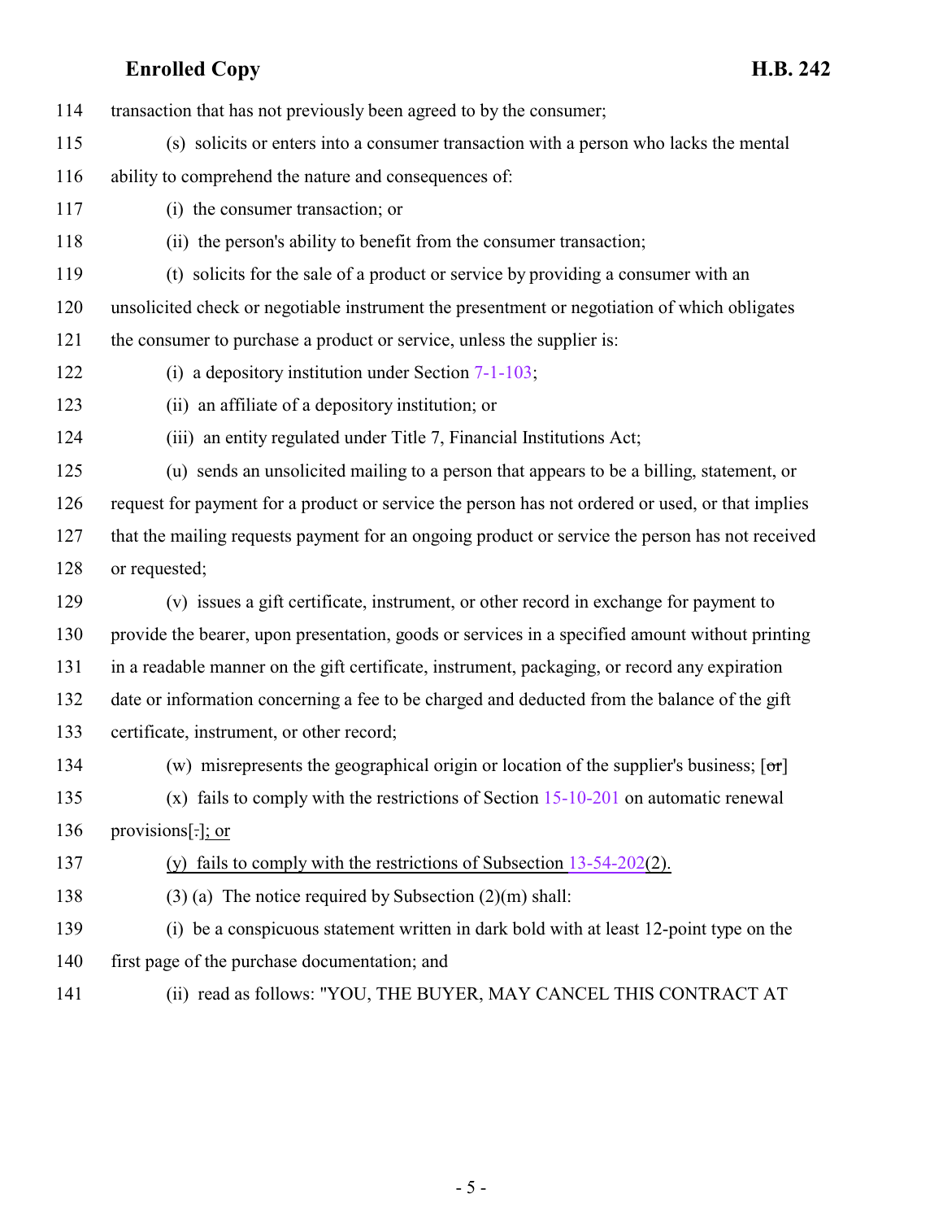114 transaction that has not previously been agreed to by the consumer;

115 (s) solicits or enters into a consumer transaction with a person who lacks the mental

116 ability to comprehend the nature and consequences of:

117 (i) the consumer transaction; or

118 (ii) the person's ability to benefit from the consumer transaction;

119 (t) solicits for the sale of a product or service by providing a consumer with an

120 unsolicited check or negotiable instrument the presentment or negotiation of which obligates

121 the consumer to purchase a product or service, unless the supplier is:

122 (i) a depository institution under Section 7-1-103;

123 (ii) an affiliate of a depository institution; or

124 (iii) an entity regulated under Title 7, Financial Institutions Act;

125 (u) sends an unsolicited mailing to a person that appears to be a billing, statement, or

126 request for payment for a product or service the person has not ordered or used, or that implies

127 that the mailing requests payment for an ongoing product or service the person has not received

128 or requested;

129 (v) issues a gift certificate, instrument, or other record in exchange for payment to

130 provide the bearer, upon presentation, goods or services in a specified amount without printing

131 in a readable manner on the gift certificate, instrument, packaging, or record any expiration

132 date or information concerning a fee to be charged and deducted from the balance of the gift

133 certificate, instrument, or other record;

134 (w) misrepresents the geographical origin or location of the supplier's business; [~~or~~]

135 (x) fails to comply with the restrictions of Section 15-10-201 on automatic renewal

136 provisions[~~.~~]; or

137 (y) fails to comply with the restrictions of Subsection 13-54-202(2).

138 (3) (a) The notice required by Subsection (2)(m) shall:

139 (i) be a conspicuous statement written in dark bold with at least 12-point type on the

140 first page of the purchase documentation; and

141 (ii) read as follows: "YOU, THE BUYER, MAY CANCEL THIS CONTRACT AT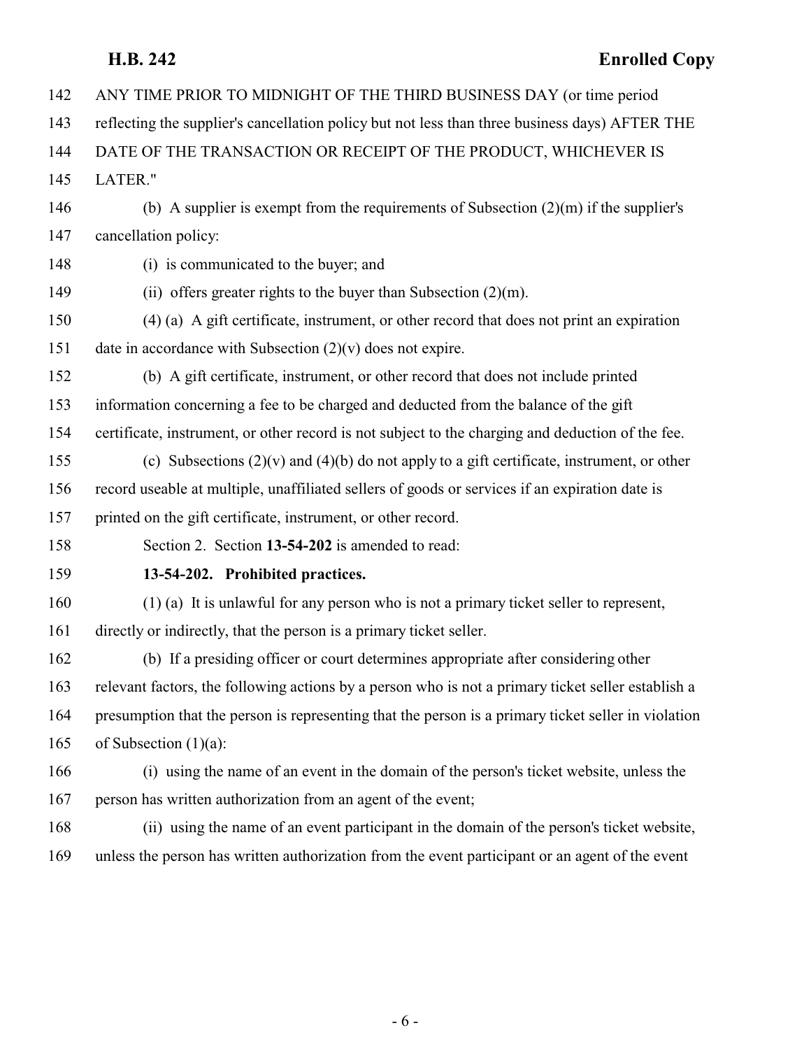ANY TIME PRIOR TO MIDNIGHT OF THE THIRD BUSINESS DAY (or time period reflecting the supplier's cancellation policy but not less than three business days) AFTER THE DATE OF THE TRANSACTION OR RECEIPT OF THE PRODUCT, WHICHEVER IS LATER."

(b) A supplier is exempt from the requirements of Subsection (2)(m) if the supplier's cancellation policy:

(i) is communicated to the buyer; and

(ii) offers greater rights to the buyer than Subsection (2)(m).

(4) (a) A gift certificate, instrument, or other record that does not print an expiration date in accordance with Subsection (2)(v) does not expire.

(b) A gift certificate, instrument, or other record that does not include printed information concerning a fee to be charged and deducted from the balance of the gift certificate, instrument, or other record is not subject to the charging and deduction of the fee.

(c) Subsections (2)(v) and (4)(b) do not apply to a gift certificate, instrument, or other record useable at multiple, unaffiliated sellers of goods or services if an expiration date is printed on the gift certificate, instrument, or other record.

Section 2. Section **13-54-202** is amended to read:

**13-54-202. Prohibited practices.**

(1) (a) It is unlawful for any person who is not a primary ticket seller to represent, directly or indirectly, that the person is a primary ticket seller.

(b) If a presiding officer or court determines appropriate after considering other relevant factors, the following actions by a person who is not a primary ticket seller establish a presumption that the person is representing that the person is a primary ticket seller in violation of Subsection (1)(a):

(i) using the name of an event in the domain of the person's ticket website, unless the person has written authorization from an agent of the event;

(ii) using the name of an event participant in the domain of the person's ticket website, unless the person has written authorization from the event participant or an agent of the event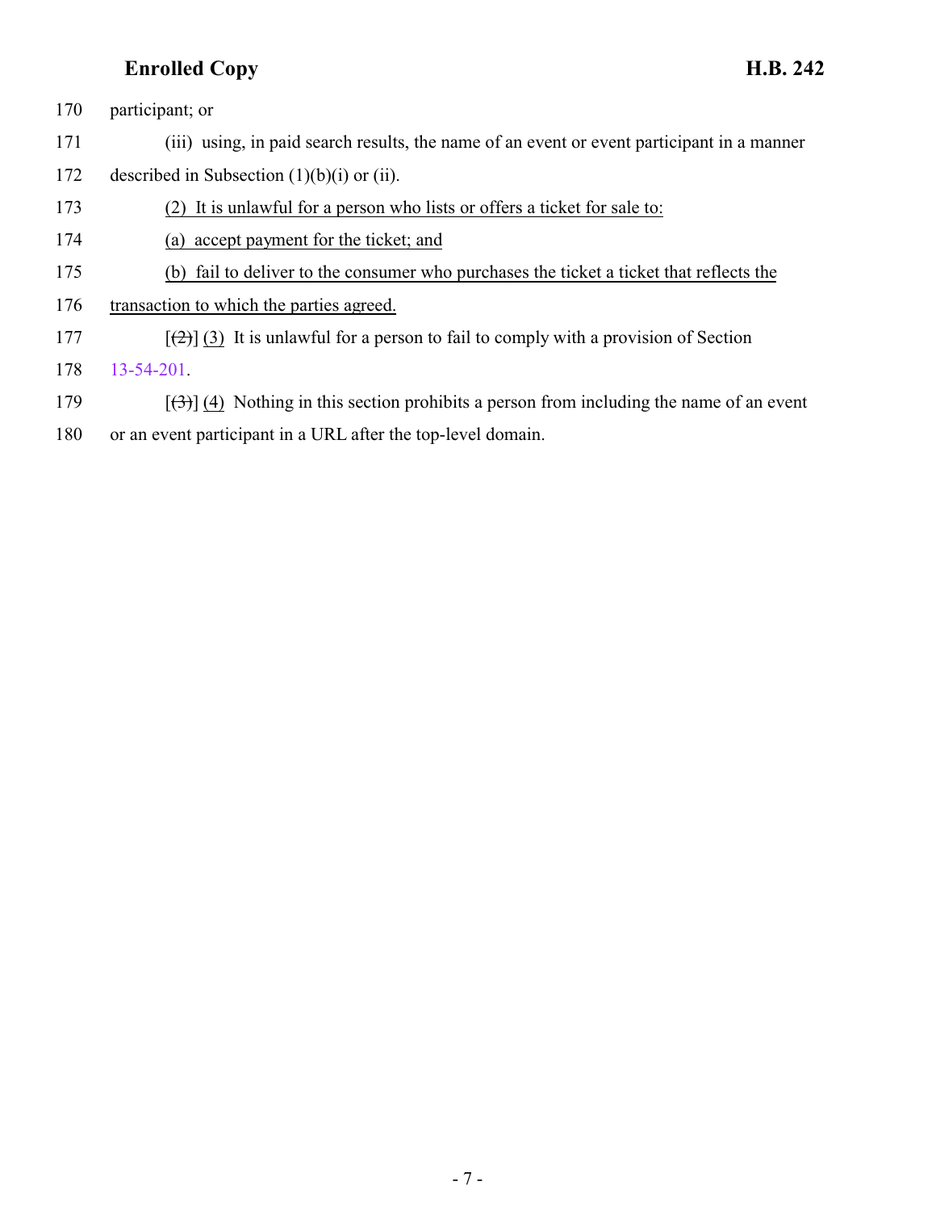170 participant; or

171 (iii) using, in paid search results, the name of an event or event participant in a manner

172 described in Subsection (1)(b)(i) or (ii).

173 (2) It is unlawful for a person who lists or offers a ticket for sale to:

174 (a) accept payment for the ticket; and

175 (b) fail to deliver to the consumer who purchases the ticket a ticket that reflects the

176 transaction to which the parties agreed.

177 [~~(2)~~] (3) It is unlawful for a person to fail to comply with a provision of Section

178 13-54-201.

179 [~~(3)~~] (4) Nothing in this section prohibits a person from including the name of an event

180 or an event participant in a URL after the top-level domain.